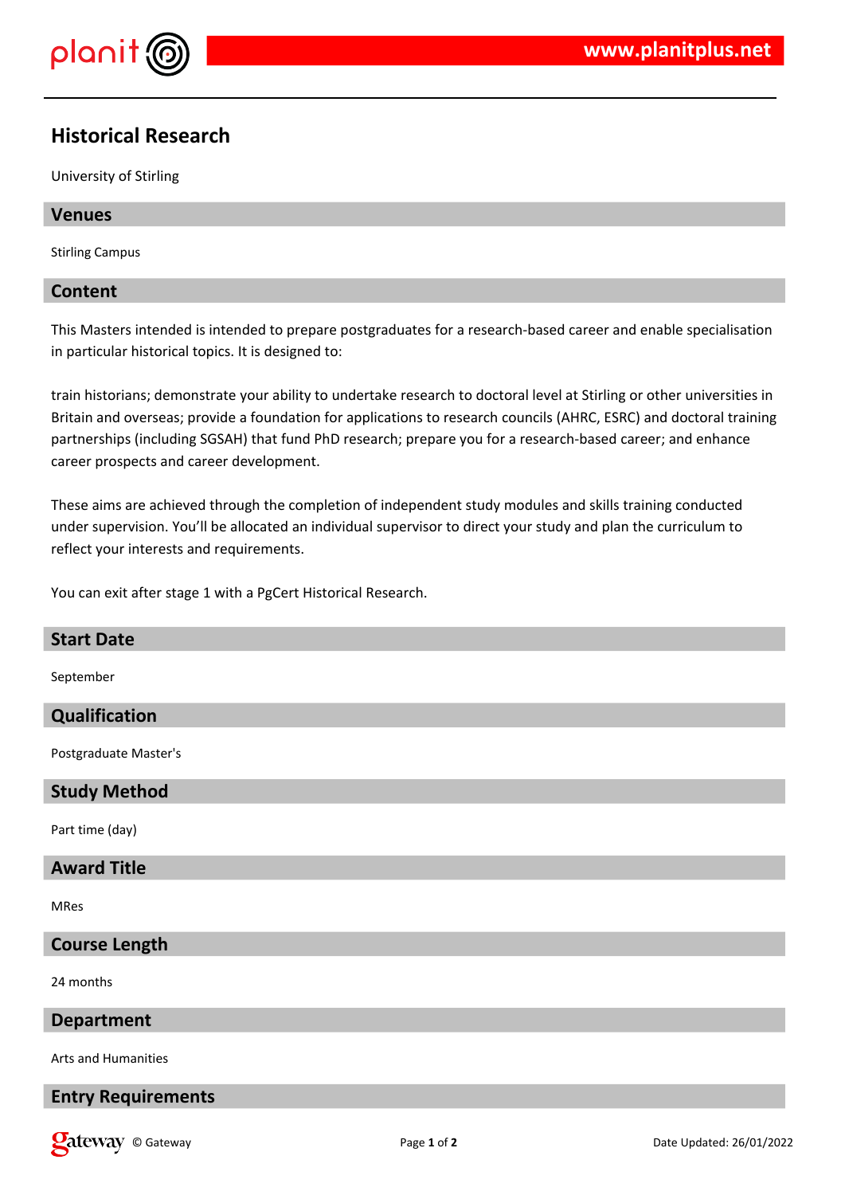# Historical Research

University of Stirling

## Venues

Stirling Campus

## Content

This Masters intended is intended to prepare postgraduates for a research-based career and enable specialisation in particular historical topics. It is designed to:

train historians; demonstrate your ability to undertake research to doctoral level at Stirling or other universities in Britain and overseas; provide a foundation for applications to research councils (AHRC, ESRC) and doctoral training partnerships (including SGSAH) that fund PhD research; prepare you for a research-based career; and enhance career prospects and career development.

These aims are achieved through the completion of independent study modules and skills training conducted under supervision. You'll be allocated an individual supervisor to direct your study and plan the curriculum to reflect your interests and requirements.

You can exit after stage 1 with a PgCert Historical Research.

## Start Date

September

## Qualification

Postgraduate Master's

## Study Method

Part time (day)

## Award Title

MRes

## Course Length

24 months

## Department

Arts and Humanities

## Entry Requirements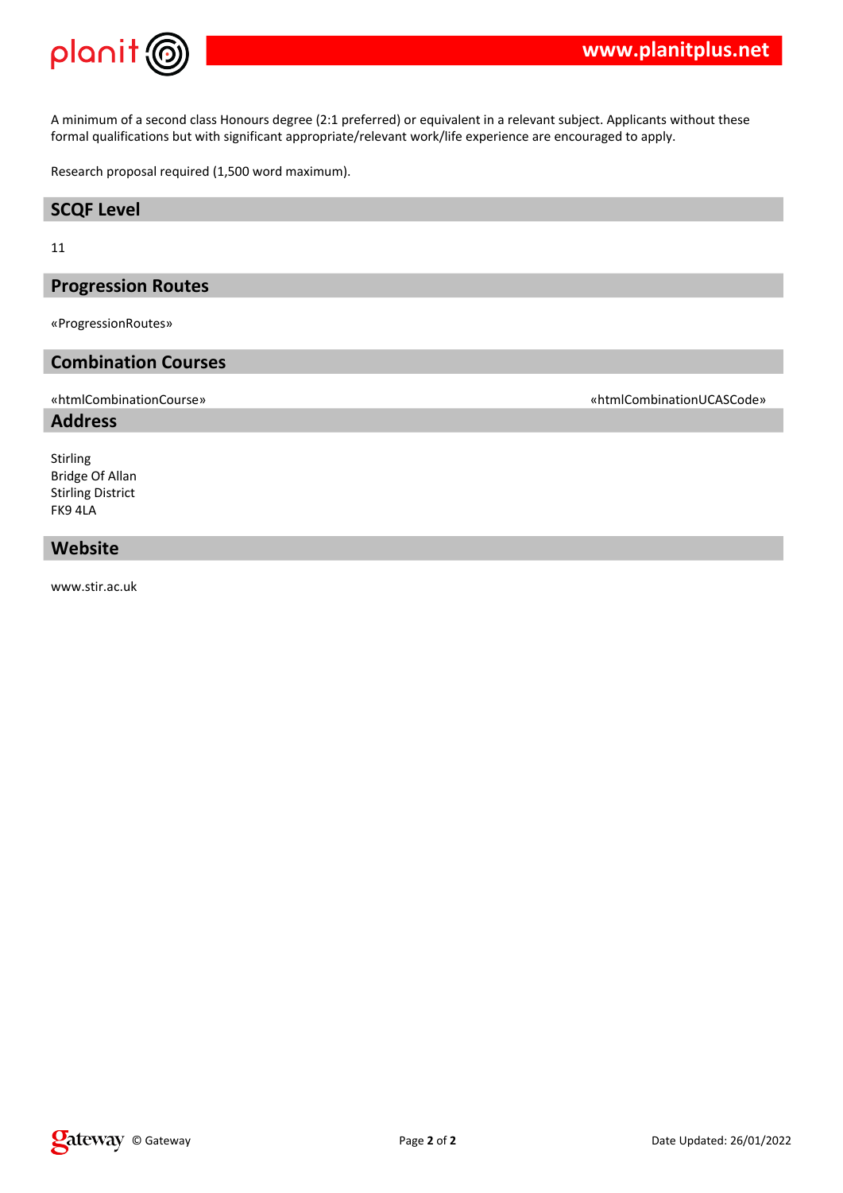A minimum of a second class Honours degree (2:1 preferred) or equivalent in a relevant subject. Applicants without these formal qualifications but with significant appropriate/relevant work/life experience are encouraged to apply.

Research proposal required (1,500 word maximum).

## SCQF Level

11

## Progression Routes

«ProgressionRoutes»

## Combination Courses

«htmlCombinationCourse» «htmlCombinationUCASCode»

## Address

Stirling
Bridge Of Allan
Stirling District
FK9 4LA

## Website

www.stir.ac.uk